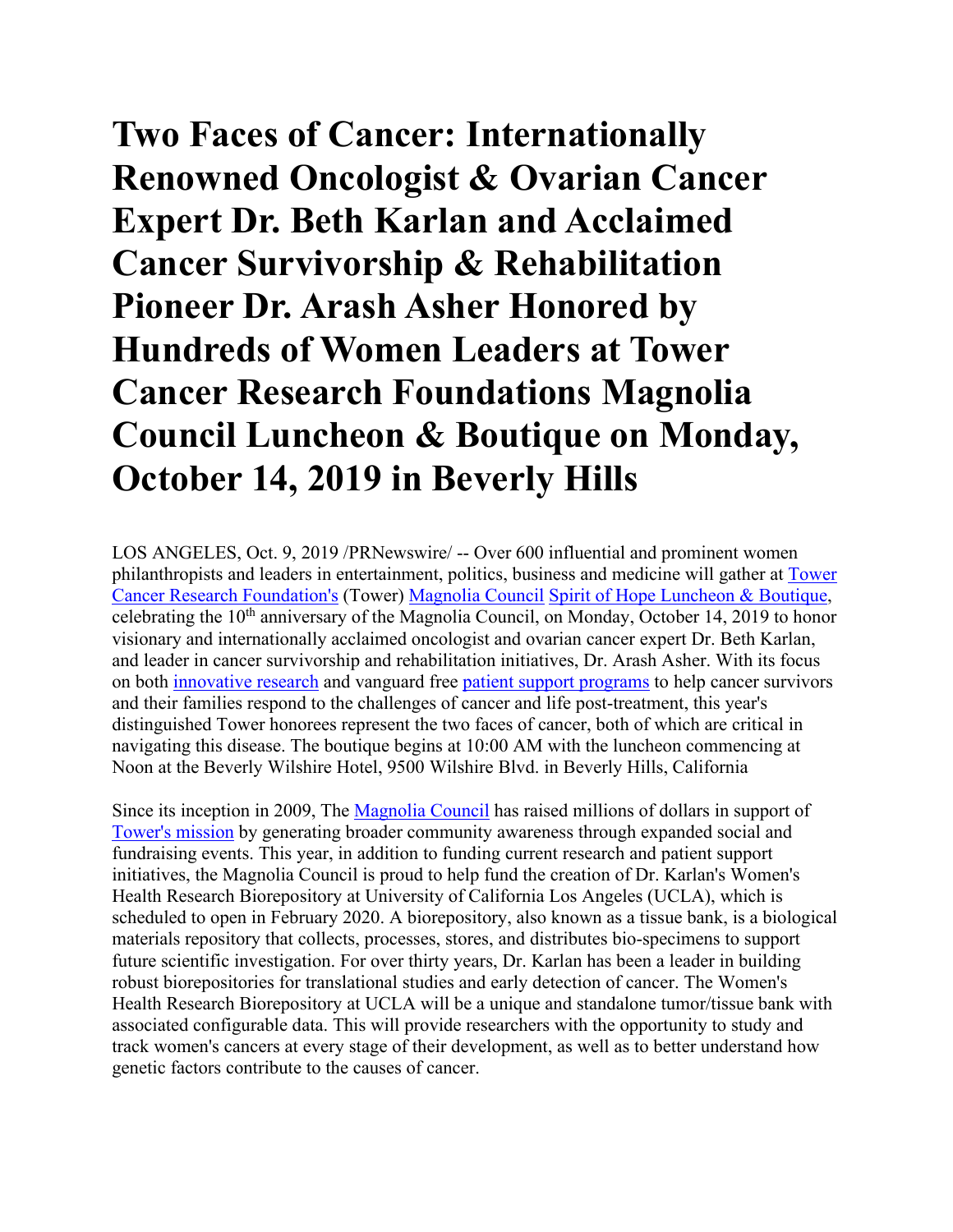# Two Faces of Cancer: Internationally Renowned Oncologist & Ovarian Cancer Expert Dr. Beth Karlan and Acclaimed Cancer Survivorship & Rehabilitation Pioneer Dr. Arash Asher Honored by Hundreds of Women Leaders at Tower Cancer Research Foundations Magnolia Council Luncheon & Boutique on Monday, October 14, 2019 in Beverly Hills

LOS ANGELES, Oct. 9, 2019 /PRNewswire/ -- Over 600 influential and prominent women philanthropists and leaders in entertainment, politics, business and medicine will gather at Tower Cancer Research Foundation's (Tower) Magnolia Council Spirit of Hope Luncheon & Boutique, celebrating the 10th anniversary of the Magnolia Council, on Monday, October 14, 2019 to honor visionary and internationally acclaimed oncologist and ovarian cancer expert Dr. Beth Karlan, and leader in cancer survivorship and rehabilitation initiatives, Dr. Arash Asher. With its focus on both innovative research and vanguard free patient support programs to help cancer survivors and their families respond to the challenges of cancer and life post-treatment, this year's distinguished Tower honorees represent the two faces of cancer, both of which are critical in navigating this disease. The boutique begins at 10:00 AM with the luncheon commencing at Noon at the Beverly Wilshire Hotel, 9500 Wilshire Blvd. in Beverly Hills, California

Since its inception in 2009, The Magnolia Council has raised millions of dollars in support of Tower's mission by generating broader community awareness through expanded social and fundraising events. This year, in addition to funding current research and patient support initiatives, the Magnolia Council is proud to help fund the creation of Dr. Karlan's Women's Health Research Biorepository at University of California Los Angeles (UCLA), which is scheduled to open in February 2020. A biorepository, also known as a tissue bank, is a biological materials repository that collects, processes, stores, and distributes bio-specimens to support future scientific investigation. For over thirty years, Dr. Karlan has been a leader in building robust biorepositories for translational studies and early detection of cancer. The Women's Health Research Biorepository at UCLA will be a unique and standalone tumor/tissue bank with associated configurable data. This will provide researchers with the opportunity to study and track women's cancers at every stage of their development, as well as to better understand how genetic factors contribute to the causes of cancer.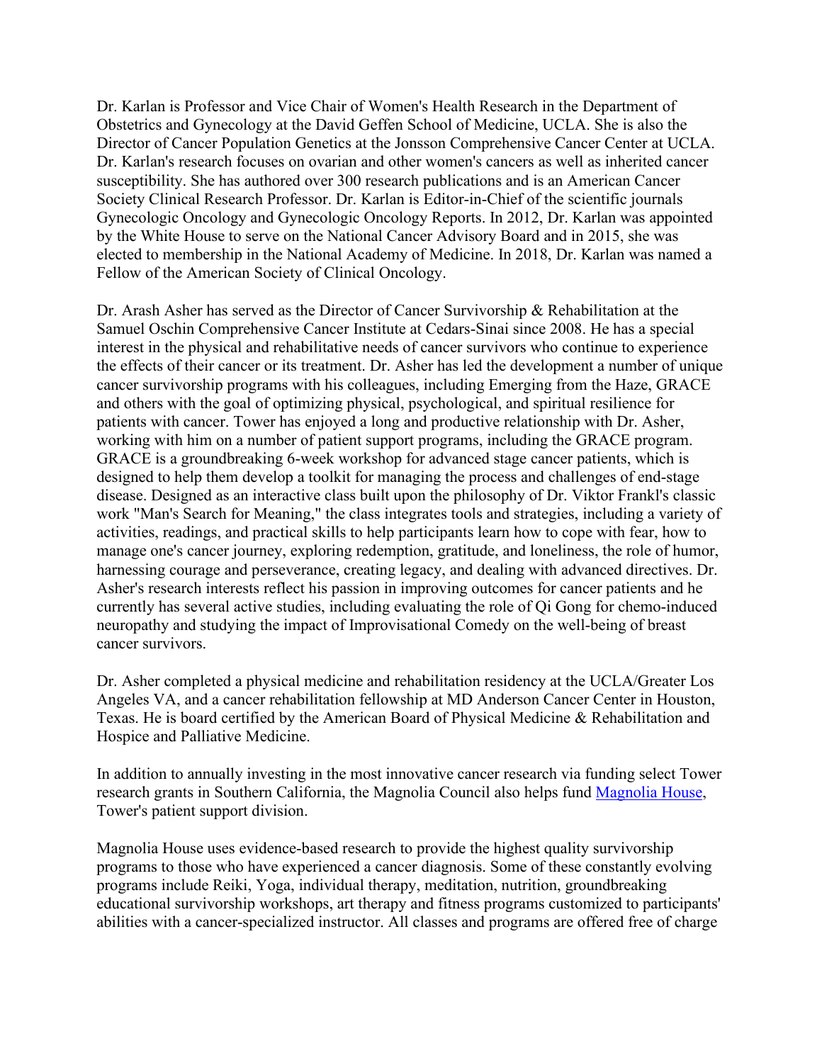Dr. Karlan is Professor and Vice Chair of Women's Health Research in the Department of Obstetrics and Gynecology at the David Geffen School of Medicine, UCLA. She is also the Director of Cancer Population Genetics at the Jonsson Comprehensive Cancer Center at UCLA. Dr. Karlan's research focuses on ovarian and other women's cancers as well as inherited cancer susceptibility. She has authored over 300 research publications and is an American Cancer Society Clinical Research Professor. Dr. Karlan is Editor-in-Chief of the scientific journals Gynecologic Oncology and Gynecologic Oncology Reports. In 2012, Dr. Karlan was appointed by the White House to serve on the National Cancer Advisory Board and in 2015, she was elected to membership in the National Academy of Medicine. In 2018, Dr. Karlan was named a Fellow of the American Society of Clinical Oncology.

Dr. Arash Asher has served as the Director of Cancer Survivorship & Rehabilitation at the Samuel Oschin Comprehensive Cancer Institute at Cedars-Sinai since 2008. He has a special interest in the physical and rehabilitative needs of cancer survivors who continue to experience the effects of their cancer or its treatment. Dr. Asher has led the development a number of unique cancer survivorship programs with his colleagues, including Emerging from the Haze, GRACE and others with the goal of optimizing physical, psychological, and spiritual resilience for patients with cancer. Tower has enjoyed a long and productive relationship with Dr. Asher, working with him on a number of patient support programs, including the GRACE program. GRACE is a groundbreaking 6-week workshop for advanced stage cancer patients, which is designed to help them develop a toolkit for managing the process and challenges of end-stage disease. Designed as an interactive class built upon the philosophy of Dr. Viktor Frankl's classic work "Man's Search for Meaning," the class integrates tools and strategies, including a variety of activities, readings, and practical skills to help participants learn how to cope with fear, how to manage one's cancer journey, exploring redemption, gratitude, and loneliness, the role of humor, harnessing courage and perseverance, creating legacy, and dealing with advanced directives. Dr. Asher's research interests reflect his passion in improving outcomes for cancer patients and he currently has several active studies, including evaluating the role of Qi Gong for chemo-induced neuropathy and studying the impact of Improvisational Comedy on the well-being of breast cancer survivors.

Dr. Asher completed a physical medicine and rehabilitation residency at the UCLA/Greater Los Angeles VA, and a cancer rehabilitation fellowship at MD Anderson Cancer Center in Houston, Texas. He is board certified by the American Board of Physical Medicine & Rehabilitation and Hospice and Palliative Medicine.

In addition to annually investing in the most innovative cancer research via funding select Tower research grants in Southern California, the Magnolia Council also helps fund [Magnolia House](), Tower's patient support division.

Magnolia House uses evidence-based research to provide the highest quality survivorship programs to those who have experienced a cancer diagnosis. Some of these constantly evolving programs include Reiki, Yoga, individual therapy, meditation, nutrition, groundbreaking educational survivorship workshops, art therapy and fitness programs customized to participants' abilities with a cancer-specialized instructor. All classes and programs are offered free of charge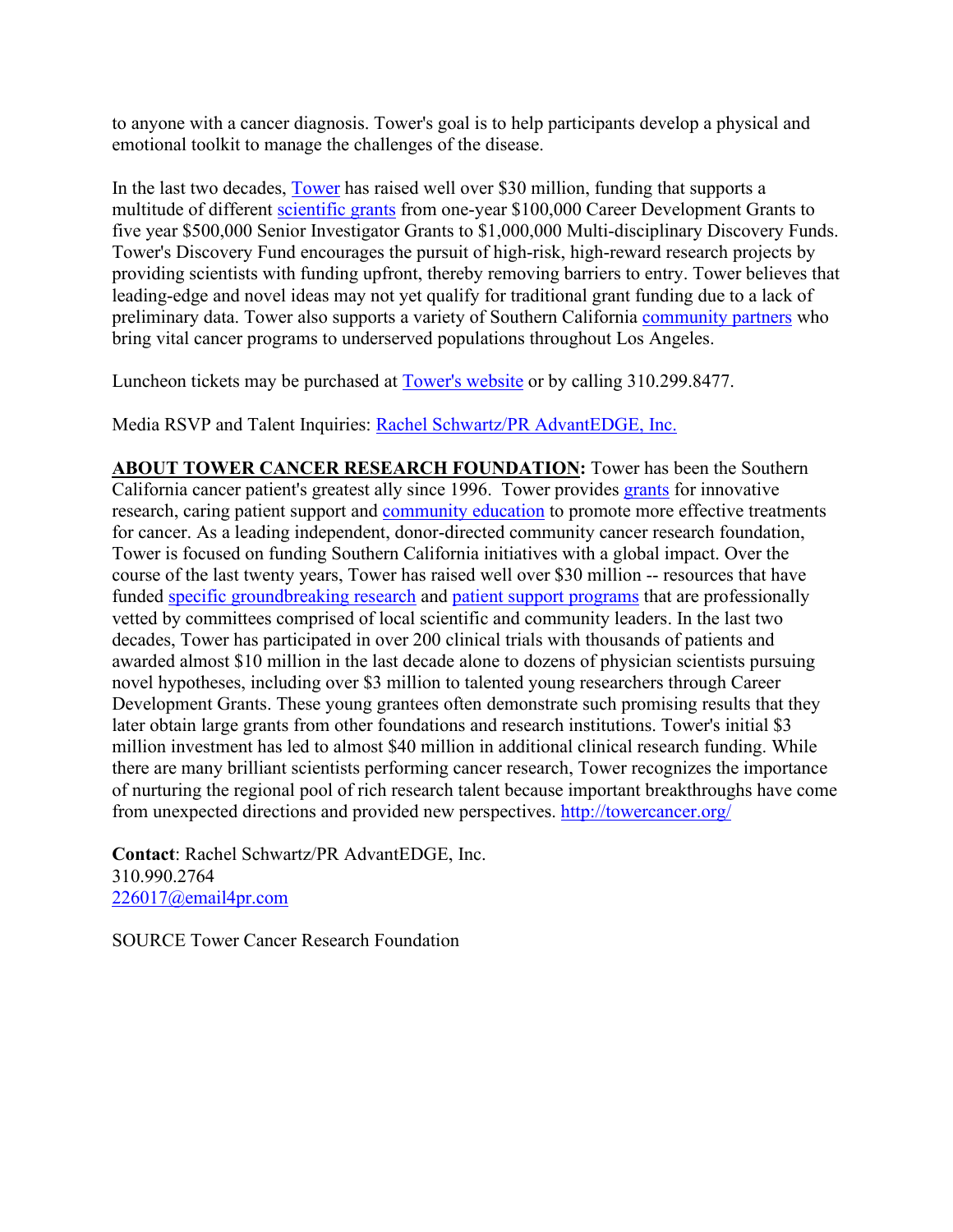to anyone with a cancer diagnosis. Tower's goal is to help participants develop a physical and emotional toolkit to manage the challenges of the disease.

In the last two decades, Tower has raised well over $30 million, funding that supports a multitude of different scientific grants from one-year $100,000 Career Development Grants to five year $500,000 Senior Investigator Grants to $1,000,000 Multi-disciplinary Discovery Funds. Tower's Discovery Fund encourages the pursuit of high-risk, high-reward research projects by providing scientists with funding upfront, thereby removing barriers to entry. Tower believes that leading-edge and novel ideas may not yet qualify for traditional grant funding due to a lack of preliminary data. Tower also supports a variety of Southern California community partners who bring vital cancer programs to underserved populations throughout Los Angeles.

Luncheon tickets may be purchased at Tower's website or by calling 310.299.8477.

Media RSVP and Talent Inquiries: Rachel Schwartz/PR AdvantEDGE, Inc.

**ABOUT TOWER CANCER RESEARCH FOUNDATION:** Tower has been the Southern California cancer patient's greatest ally since 1996. Tower provides grants for innovative research, caring patient support and community education to promote more effective treatments for cancer. As a leading independent, donor-directed community cancer research foundation, Tower is focused on funding Southern California initiatives with a global impact. Over the course of the last twenty years, Tower has raised well over $30 million -- resources that have funded specific groundbreaking research and patient support programs that are professionally vetted by committees comprised of local scientific and community leaders. In the last two decades, Tower has participated in over 200 clinical trials with thousands of patients and awarded almost $10 million in the last decade alone to dozens of physician scientists pursuing novel hypotheses, including over $3 million to talented young researchers through Career Development Grants. These young grantees often demonstrate such promising results that they later obtain large grants from other foundations and research institutions. Tower's initial $3 million investment has led to almost $40 million in additional clinical research funding. While there are many brilliant scientists performing cancer research, Tower recognizes the importance of nurturing the regional pool of rich research talent because important breakthroughs have come from unexpected directions and provided new perspectives. http://towercancer.org/

**Contact**: Rachel Schwartz/PR AdvantEDGE, Inc.
310.990.2764
226017@email4pr.com

SOURCE Tower Cancer Research Foundation